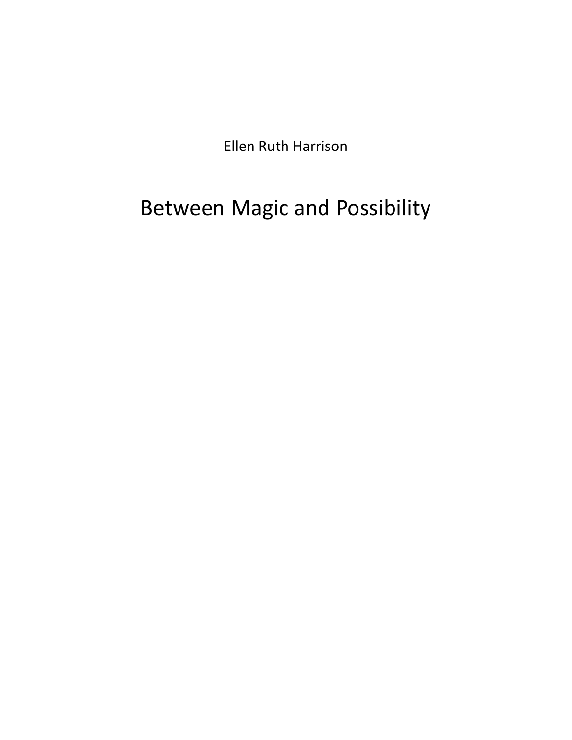Ellen Ruth Harrison

# Between Magic and Possibility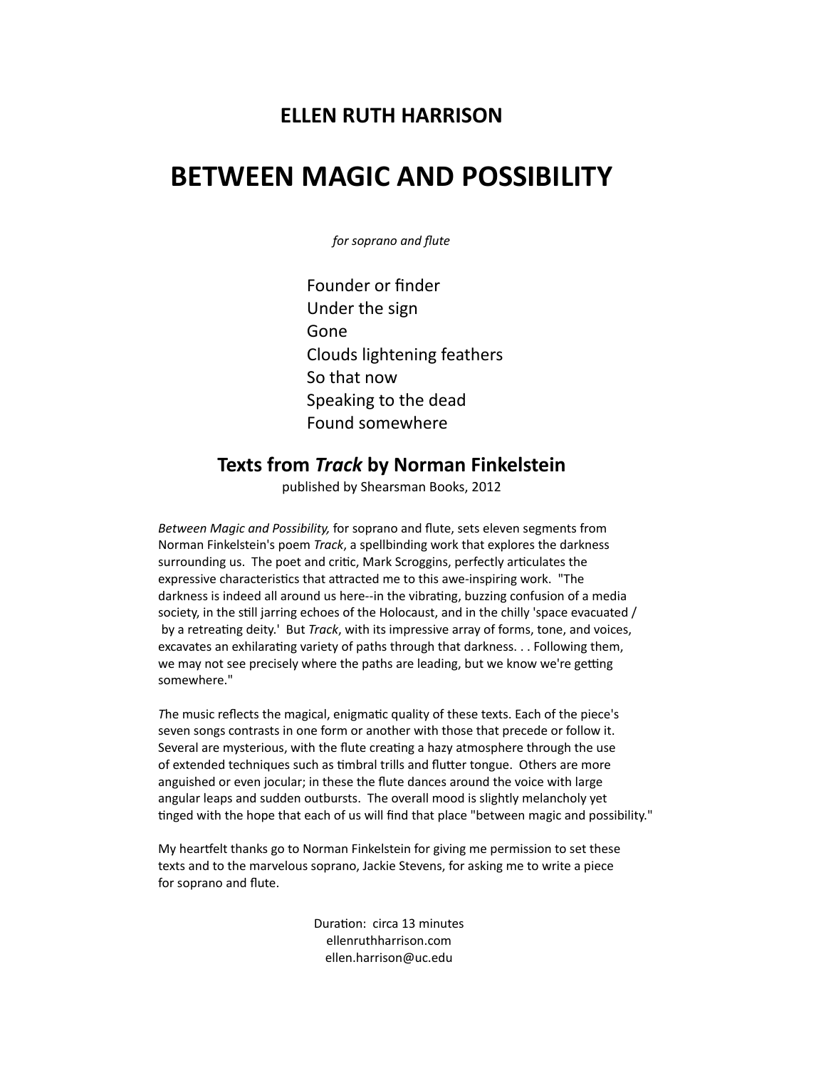## ELLEN RUTH HARRISON

# BETWEEN MAGIC AND POSSIBILITY

*for soprano and flute*

Founder or finder
Under the sign
Gone
Clouds lightening feathers
So that now
Speaking to the dead
Found somewhere

## Texts from *Track* by Norman Finkelstein

published by Shearsman Books, 2012

*Between Magic and Possibility,* for soprano and flute, sets eleven segments from Norman Finkelstein's poem *Track*, a spellbinding work that explores the darkness surrounding us. The poet and critic, Mark Scroggins, perfectly articulates the expressive characteristics that attracted me to this awe-inspiring work. "The darkness is indeed all around us here--in the vibrating, buzzing confusion of a media society, in the still jarring echoes of the Holocaust, and in the chilly 'space evacuated / by a retreating deity.' But *Track*, with its impressive array of forms, tone, and voices, excavates an exhilarating variety of paths through that darkness. . . Following them, we may not see precisely where the paths are leading, but we know we're getting somewhere."

*T*he music reflects the magical, enigmatic quality of these texts. Each of the piece's seven songs contrasts in one form or another with those that precede or follow it. Several are mysterious, with the flute creating a hazy atmosphere through the use of extended techniques such as timbral trills and flutter tongue. Others are more anguished or even jocular; in these the flute dances around the voice with large angular leaps and sudden outbursts. The overall mood is slightly melancholy yet tinged with the hope that each of us will find that place "between magic and possibility."

My heartfelt thanks go to Norman Finkelstein for giving me permission to set these texts and to the marvelous soprano, Jackie Stevens, for asking me to write a piece for soprano and flute.

Duration: circa 13 minutes
ellenruthharrison.com
ellen.harrison@uc.edu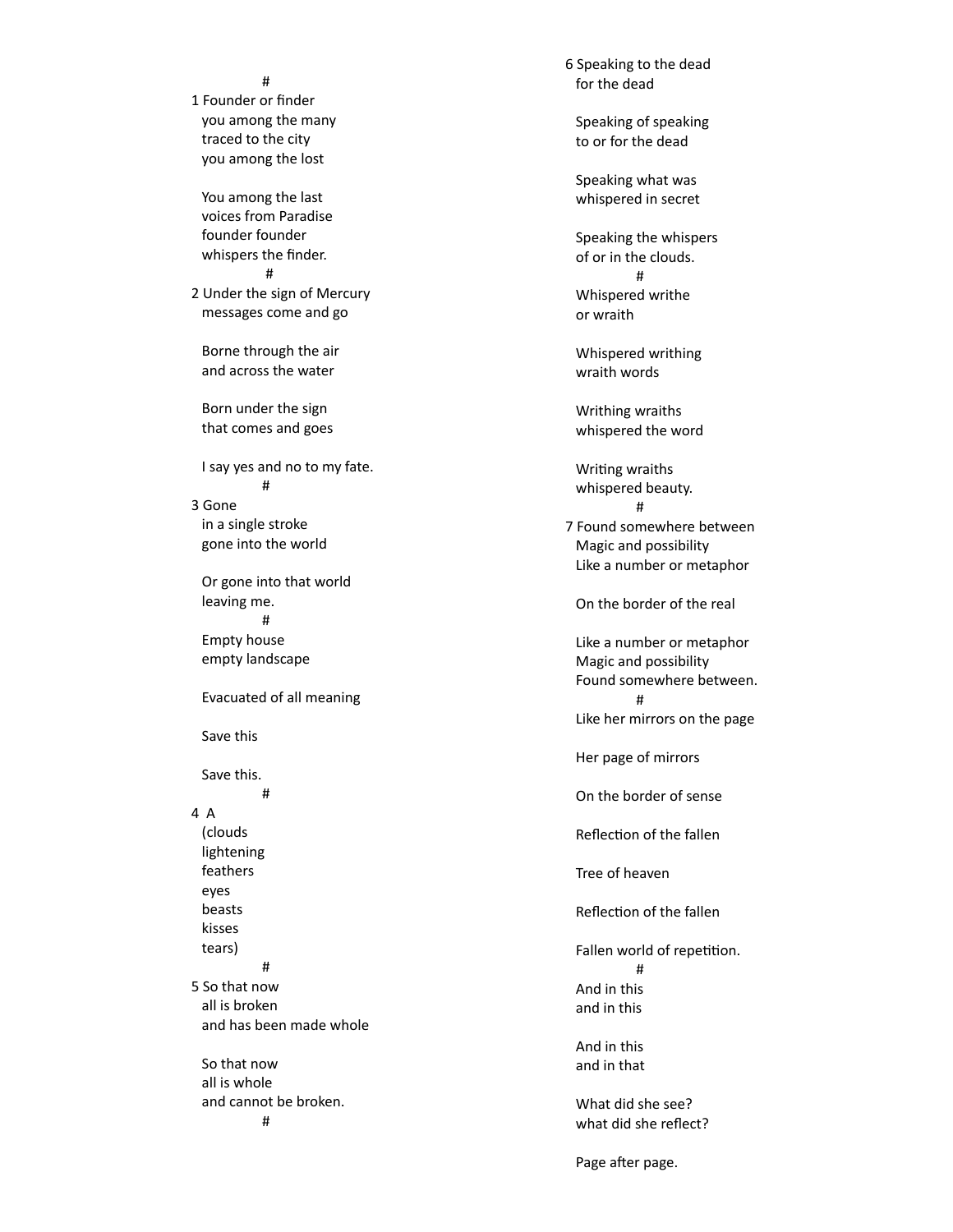#

1 Founder or finder
you among the many
traced to the city
you among the lost

You among the last
voices from Paradise
founder founder
whispers the finder.

#

2 Under the sign of Mercury
messages come and go

Borne through the air
and across the water

Born under the sign
that comes and goes

I say yes and no to my fate.

#

3 Gone
in a single stroke
gone into the world

Or gone into that world
leaving me.

#

Empty house
empty landscape

Evacuated of all meaning

Save this

Save this.

#

4 A
(clouds
lightening
feathers
eyes
beasts
kisses
tears)

#

5 So that now
all is broken
and has been made whole

So that now
all is whole
and cannot be broken.

#

6 Speaking to the dead
for the dead

Speaking of speaking
to or for the dead

Speaking what was
whispered in secret

Speaking the whispers
of or in the clouds.

#

Whispered writhe
or wraith

Whispered writhing
wraith words

Writhing wraiths
whispered the word

Writing wraiths
whispered beauty.

#

7 Found somewhere between
Magic and possibility
Like a number or metaphor

On the border of the real

Like a number or metaphor
Magic and possibility
Found somewhere between.

#

Like her mirrors on the page

Her page of mirrors

On the border of sense

Reflection of the fallen

Tree of heaven

Reflection of the fallen

Fallen world of repetition.

#

And in this
and in this

And in this
and in that

What did she see?
what did she reflect?

Page after page.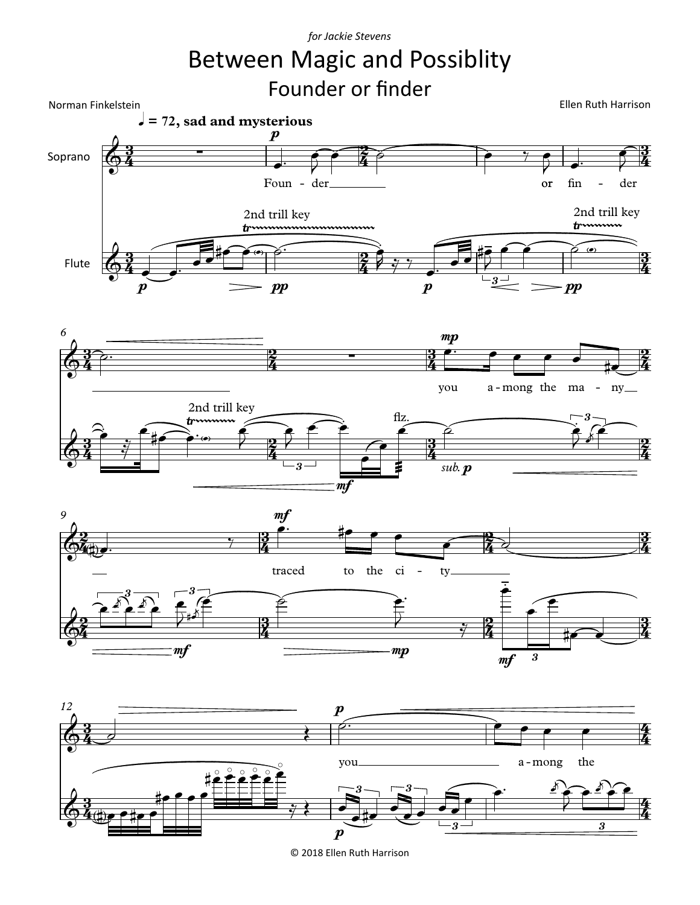*for Jackie Stevens*

# Between Magic and Possiblity

## Founder or finder

Norman Finkelstein

Ellen Ruth Harrison

© 2018 Ellen Ruth Harrison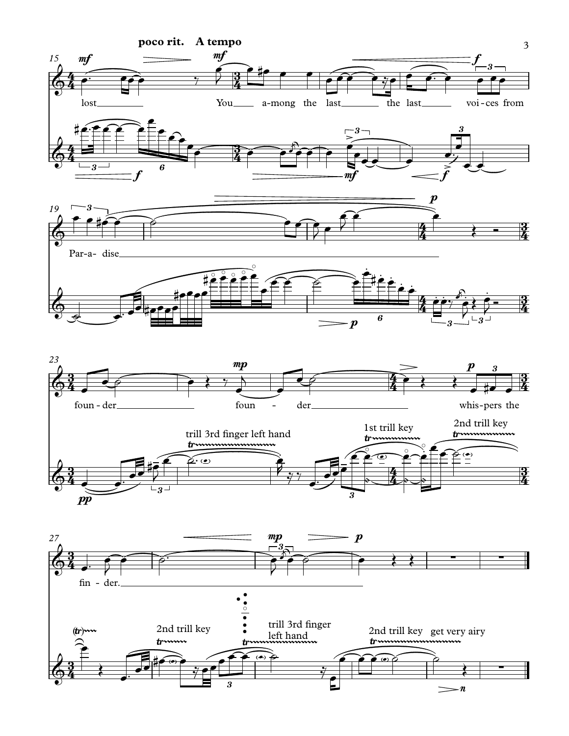poco rit. A tempo

lost You among the last the last voices from Paradise

founder founder whispers the finder.

trill 3rd finger left hand

1st trill key

2nd trill key

2nd trill key

trill 3rd finger left hand

2nd trill key get very airy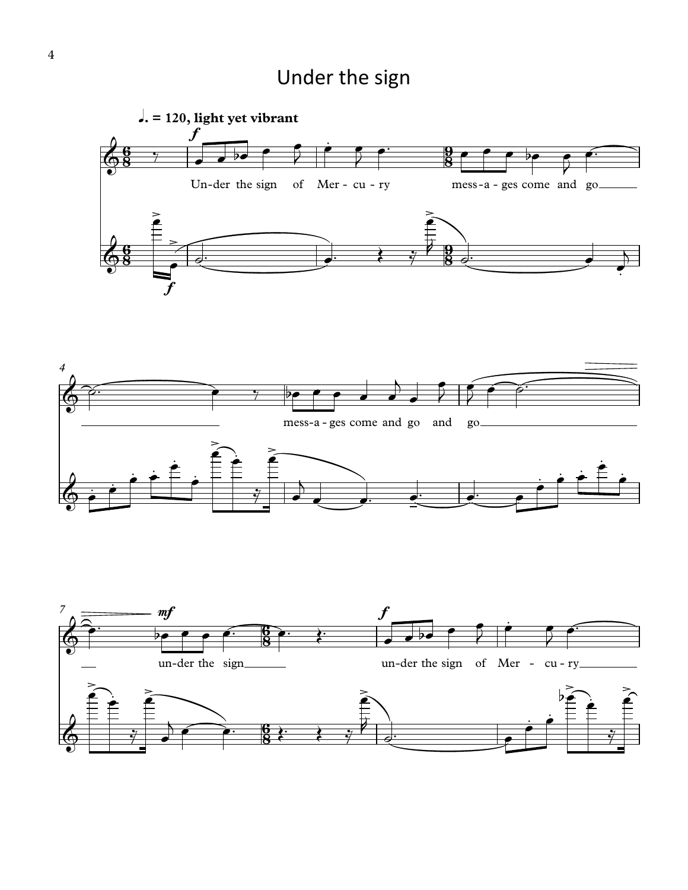# Under the sign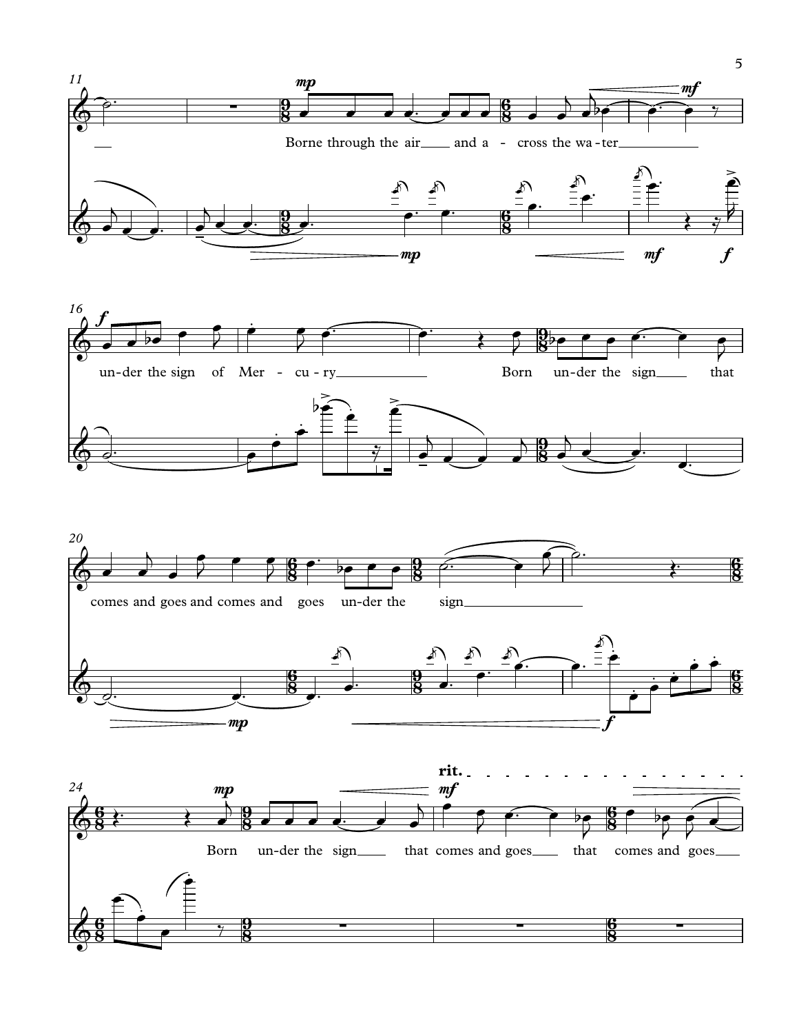Borne through the air and a - cross the wa - ter

un - der the sign of Mer - cu - ry

Born un - der the sign that

comes and goes and comes and goes un - der the sign

Born un - der the sign that comes and goes that comes and goes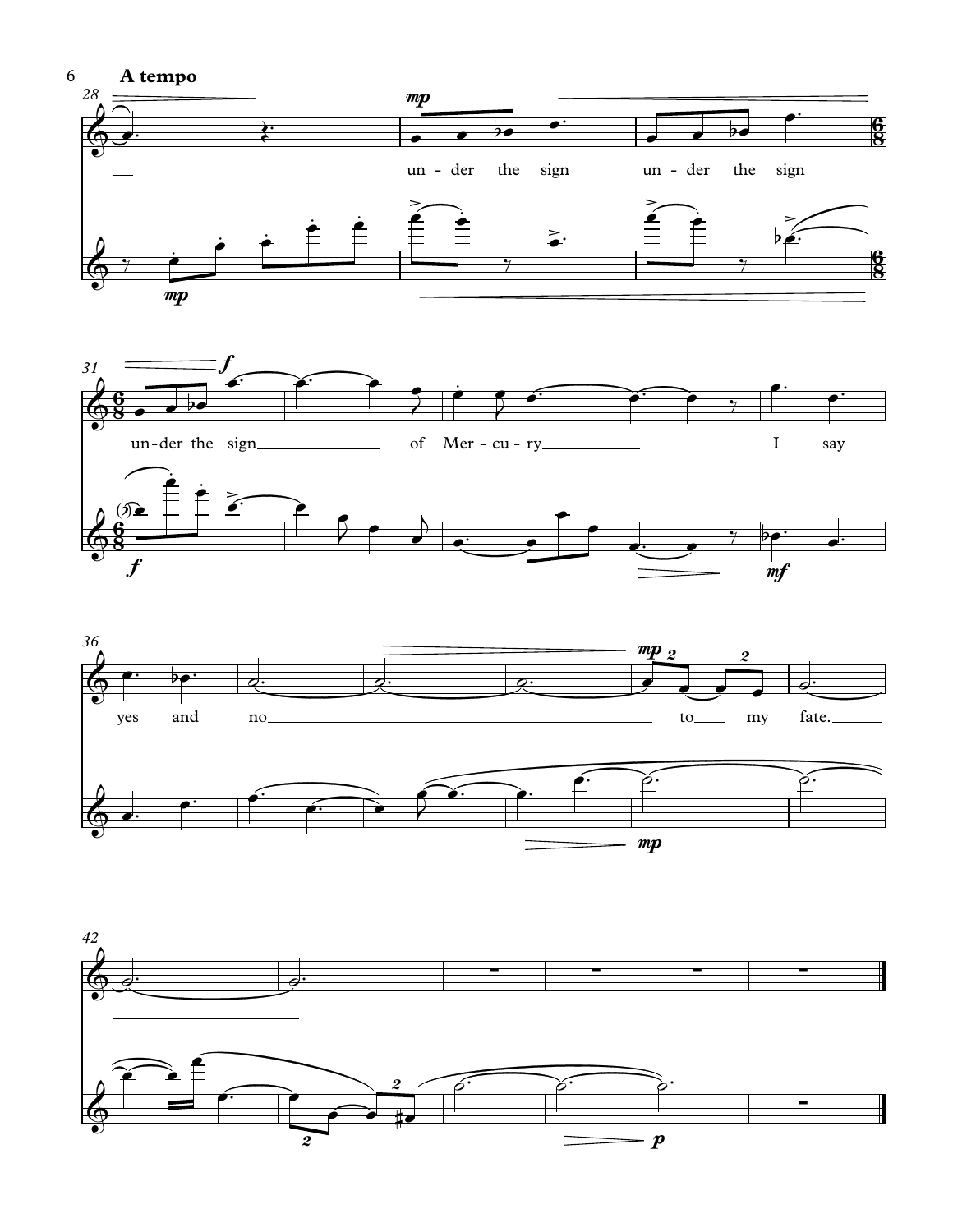**A tempo**

un - der the sign un - der the sign

un-der the sign of Mer - cu - ry I say

yes and no to my fate.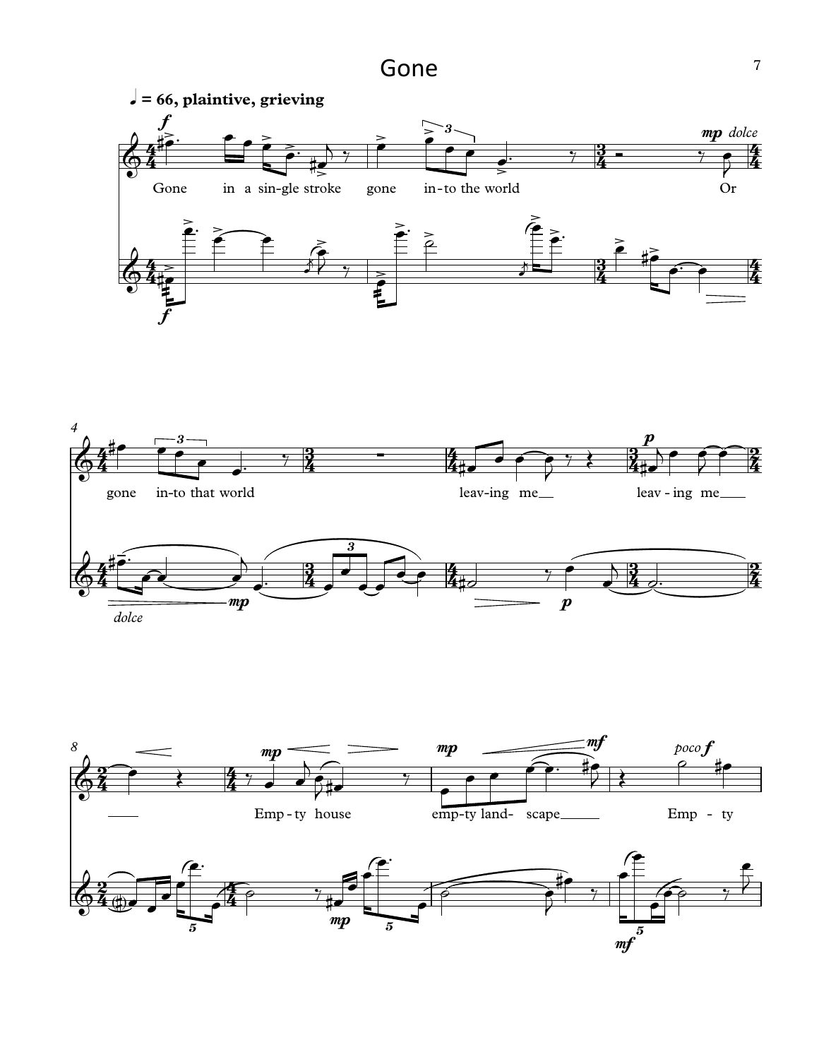# Gone

♩ = 66, plaintive, grieving

Gone in a sin-gle stroke gone in-to the world Or gone in-to that world leav-ing me leav-ing me Emp-ty house emp-ty land- scape Emp - ty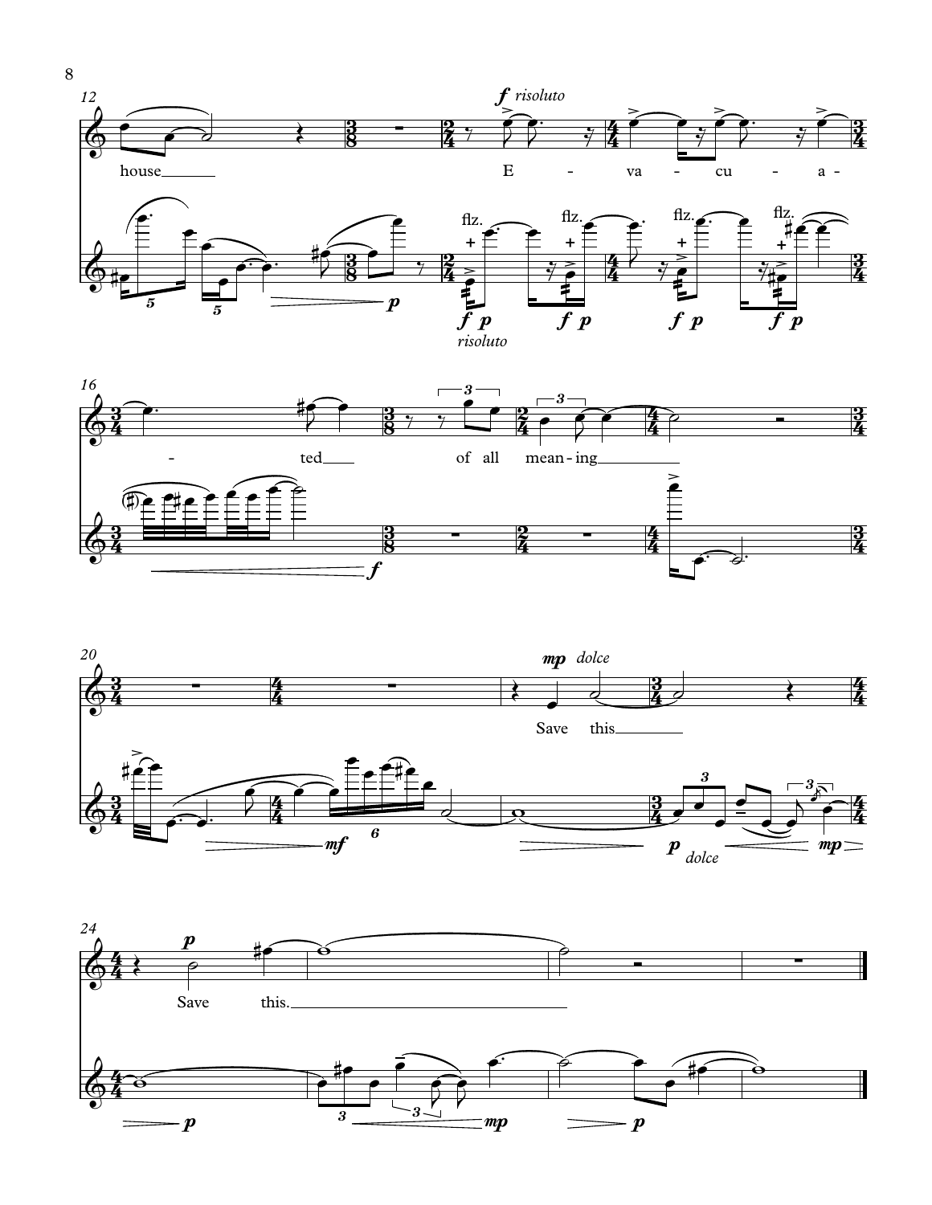12

house

*f risoluto*

E - va - cu - a -

flz. flz. flz. flz.

*risoluto*

16

- ted of all mean - ing

20

*mp dolce*

Save this

*p dolce*

24

*p*

Save this.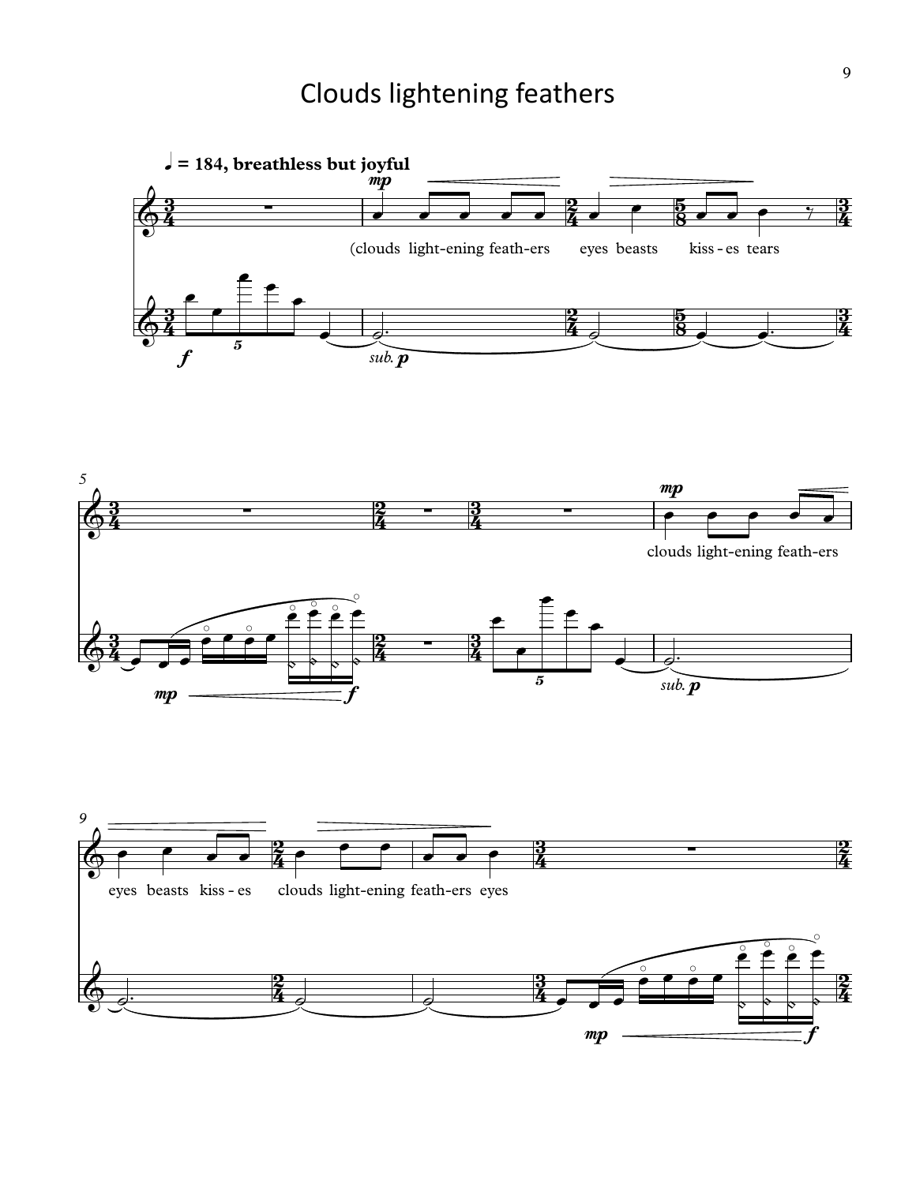# Clouds lightening feathers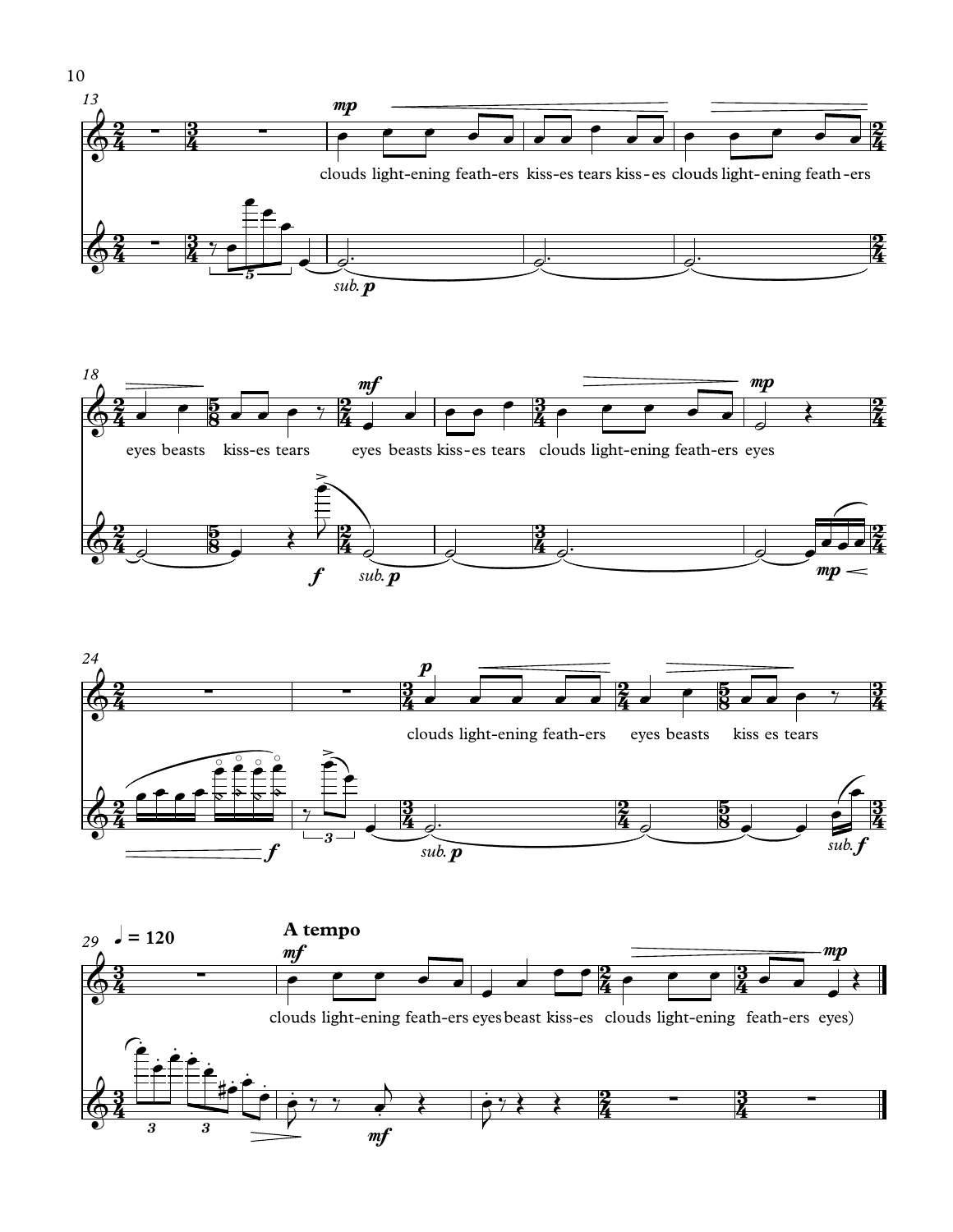A tempo

♩ = 120

clouds light-ening feath-ers kiss-es tears kiss-es clouds light-ening feath-ers

eyes beasts kiss-es tears eyes beasts kiss-es tears clouds light-ening feath-ers eyes

clouds light-ening feath-ers eyes beasts kiss es tears

clouds light-ening feath-ers eyes beast kiss-es clouds light-ening feath-ers eyes)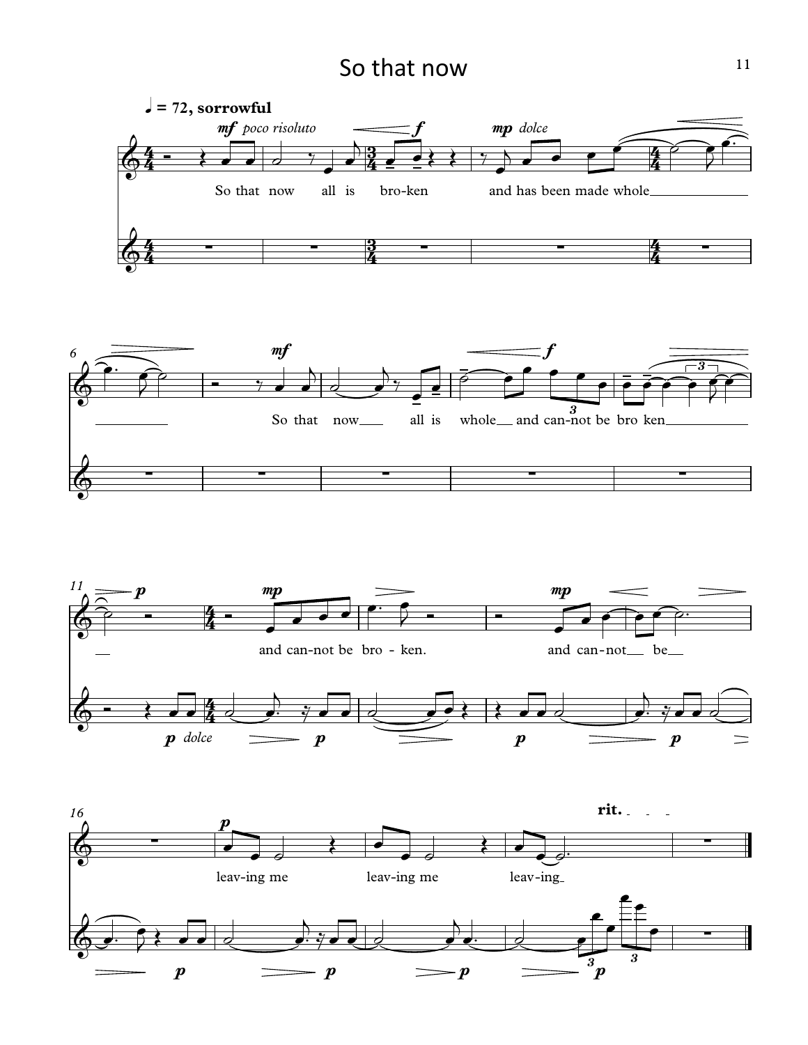# So that now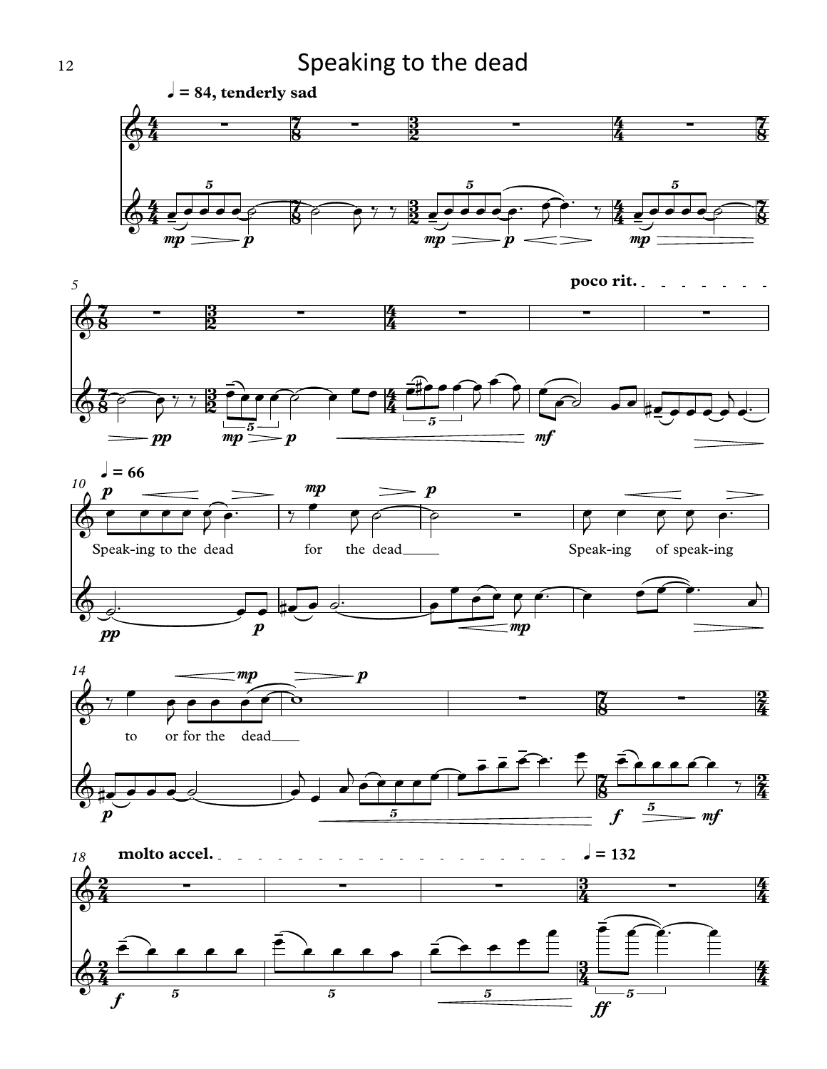# Speaking to the dead

♩ = 84, tenderly sad

poco rit.

♩ = 66

Speak-ing to the dead for the dead\_\_\_\_ Speak-ing of speak-ing to or for the dead\_\_\_\_

molto accel.

♩ = 132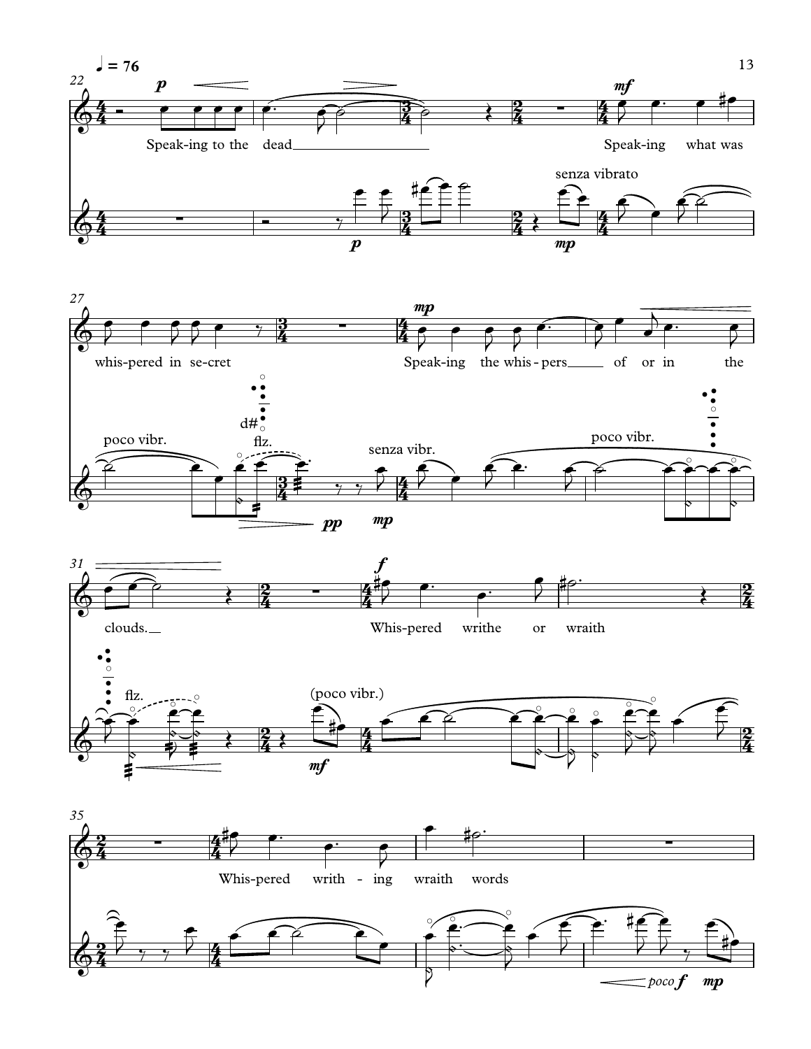♩ = 76

22

*p*

Speak-ing to the dead

*p*

*mf*

senza vibrato

*mp*

Speak-ing what was

27

whis-pered in se-cret

poco vibr.

d#

flz.

*pp*

*mp*

senza vibr.

*mp*

Speak-ing the whis-pers of or in the

poco vibr.

31

clouds.

flz.

*f*

Whis-pered writhe or wraith

(poco vibr.)

*mf*

35

Whis-pered writh-ing wraith words

poco *f* *mp*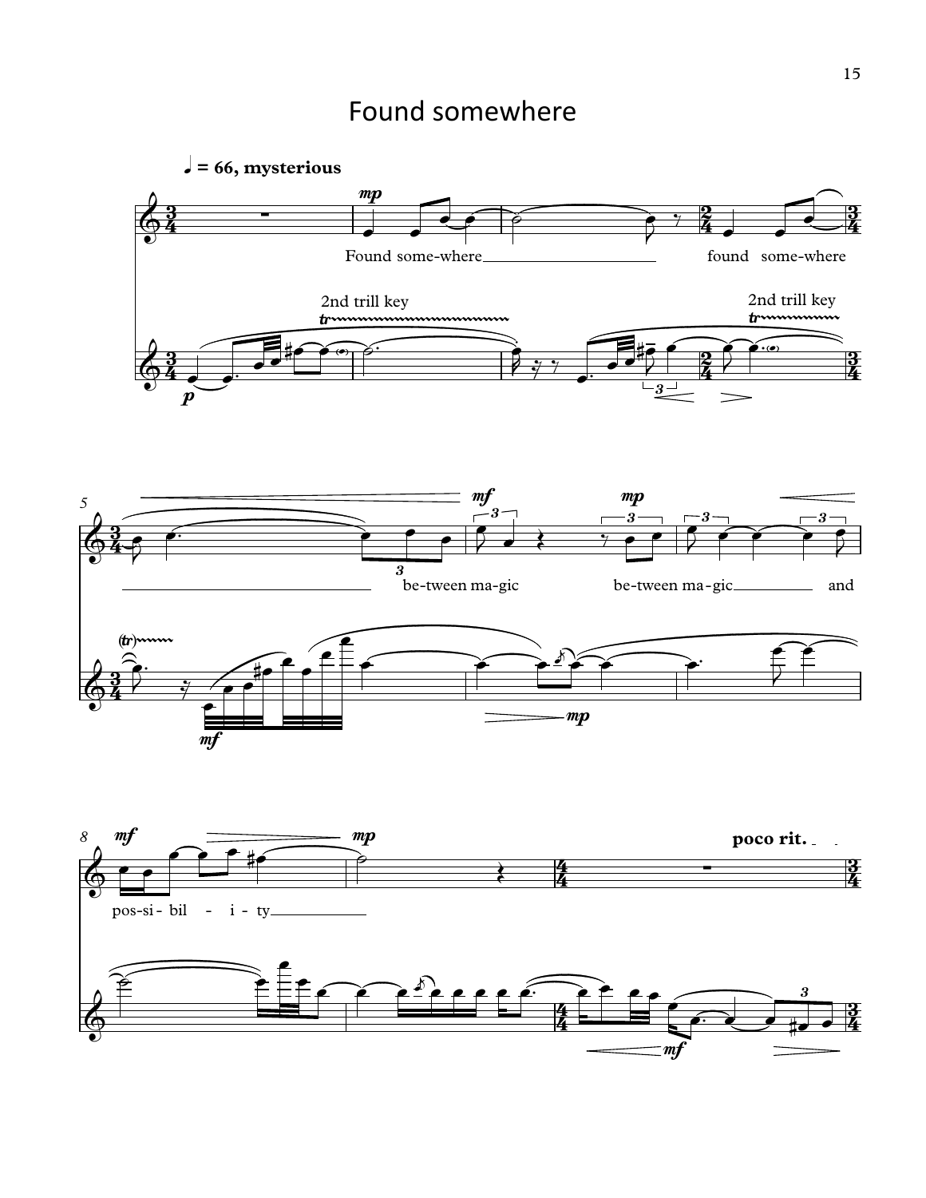# Found somewhere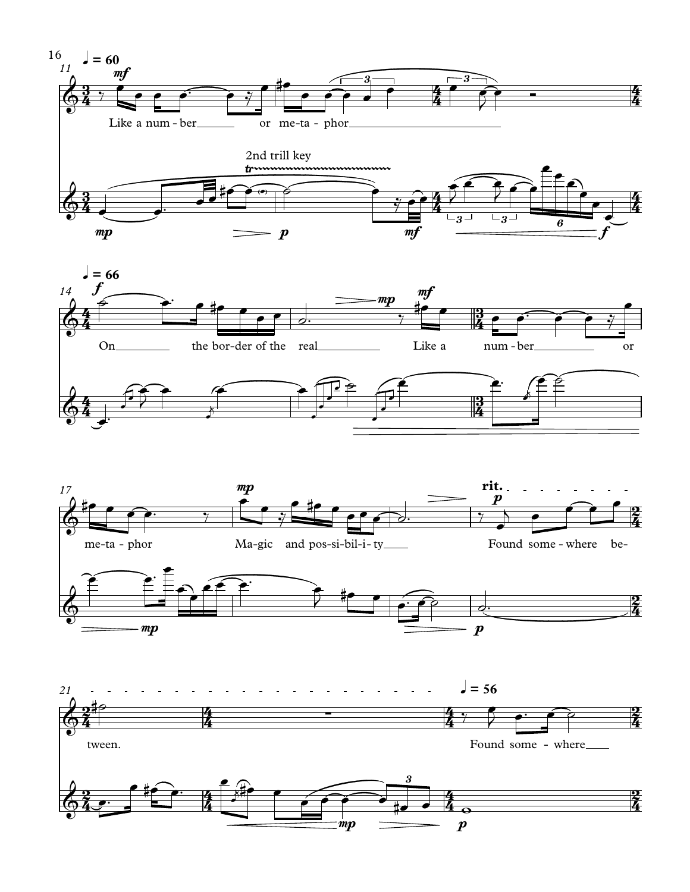♩ = 60

11

Like a num - ber or me-ta - phor

2nd trill key

14 ♩ = 66

On the bor-der of the real Like a num - ber or

17

me-ta - phor Ma-gic and pos-si-bil-i - ty

rit.

Found some - where be-

21 ♩ = 56

tween. Found some - where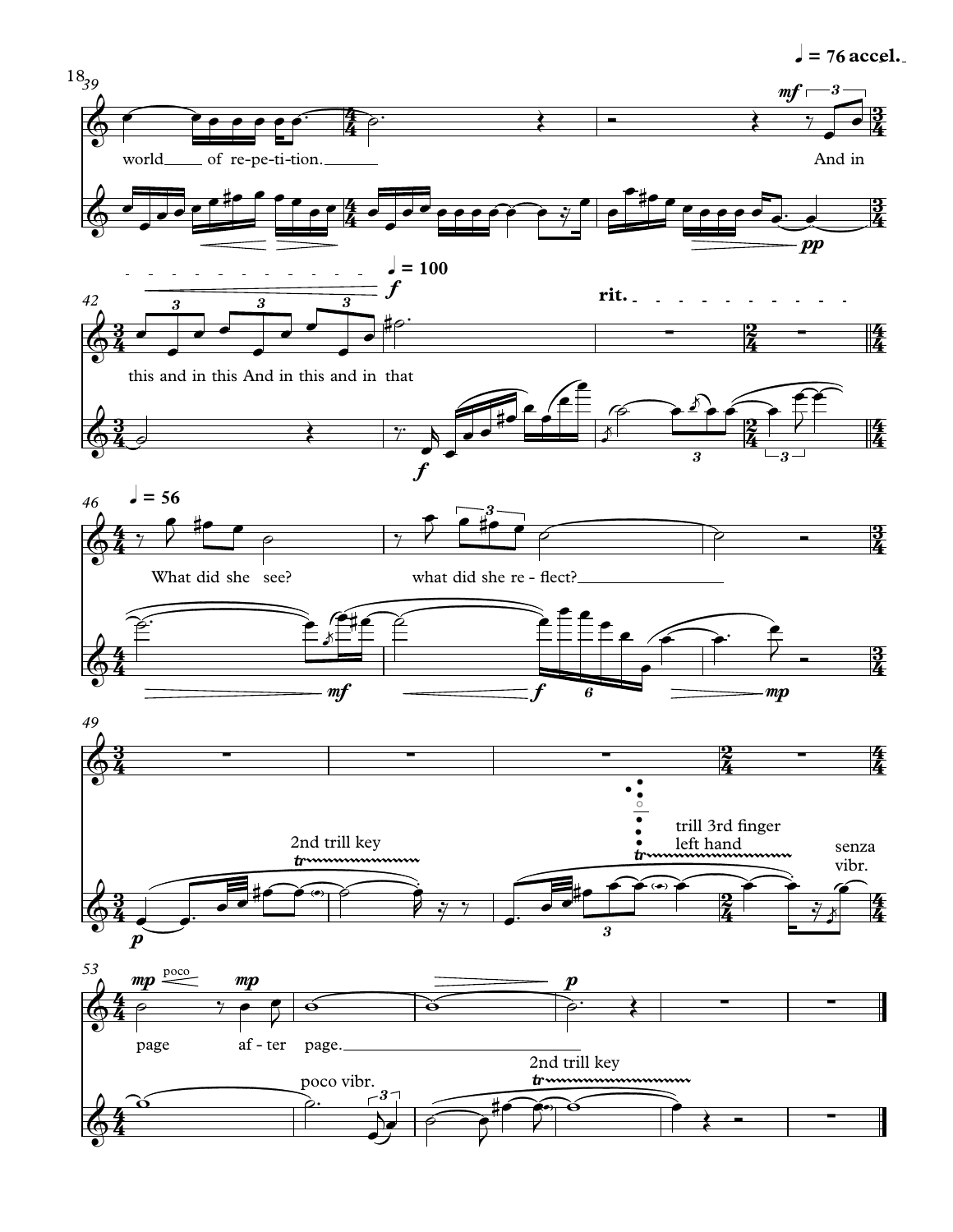♩ = 76 accel.

39

world of re-pe-ti-tion. And in

42

♩ = 100

rit.

this and in this And in this and in that

46

♩ = 56

What did she see? what did she re - flect?

49

2nd trill key

trill 3rd finger left hand

senza vibr.

53

poco

page af - ter page.

poco vibr.

2nd trill key